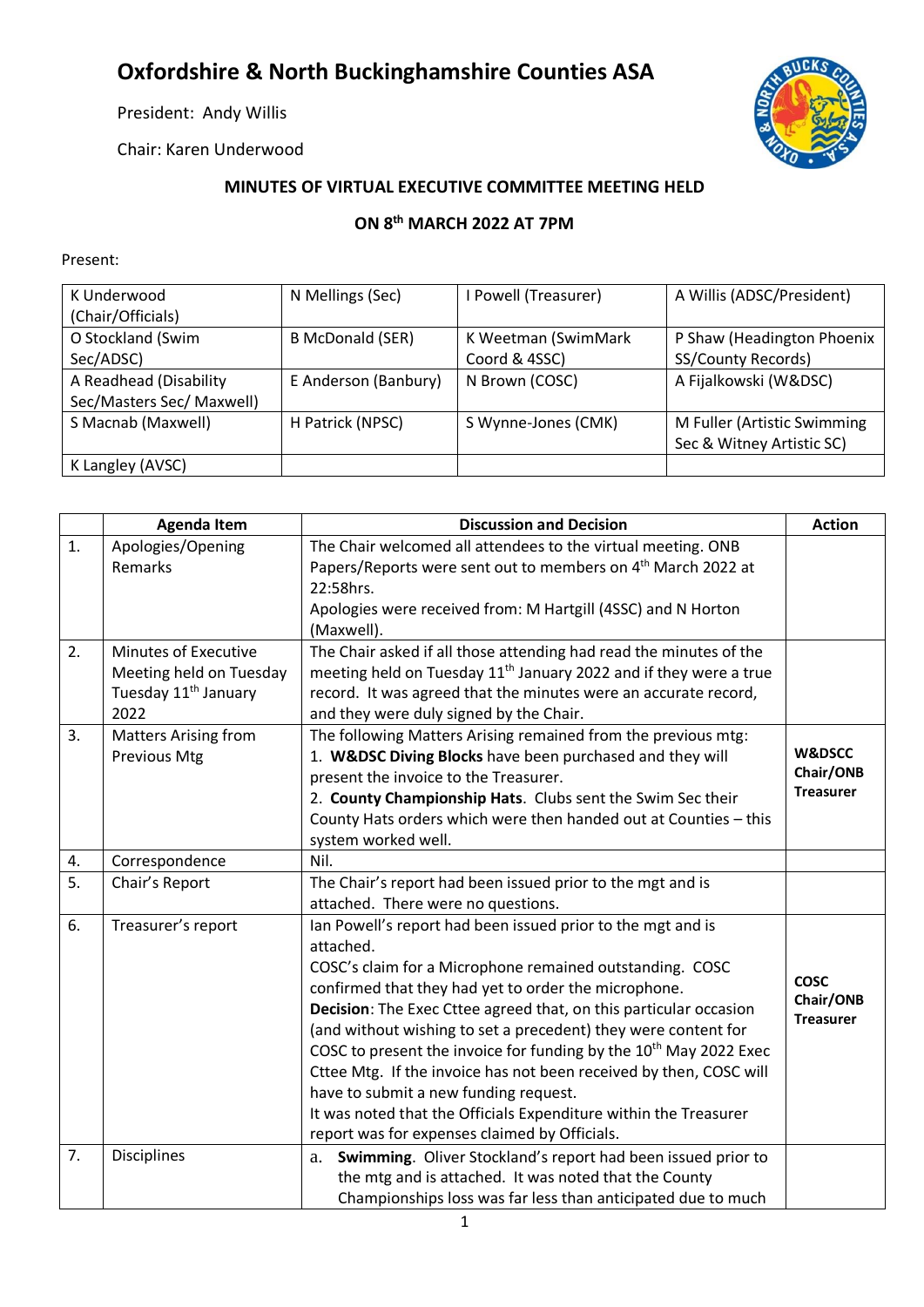# Oxfordshire & North Buckinghamshire Counties ASA

President: Andy Willis

Chair: Karen Underwood

## MINUTES OF VIRTUAL EXECUTIVE COMMITTEE MEETING HELD

## ON 8th MARCH 2022 AT 7PM

Present:

| | | | |
|---|---|---|---|
| K Underwood (Chair/Officials) | N Mellings (Sec) | I Powell (Treasurer) | A Willis (ADSC/President) |
| O Stockland (Swim Sec/ADSC) | B McDonald (SER) | K Weetman (SwimMark Coord & 4SSC) | P Shaw (Headington Phoenix SS/County Records) |
| A Readhead (Disability Sec/Masters Sec/ Maxwell) | E Anderson (Banbury) | N Brown (COSC) | A Fijalkowski (W&DSC) |
| S Macnab (Maxwell) | H Patrick (NPSC) | S Wynne-Jones (CMK) | M Fuller (Artistic Swimming Sec & Witney Artistic SC) |
| K Langley (AVSC) | | | |

| | Agenda Item | Discussion and Decision | Action |
|---|---|---|---|
| 1. | Apologies/Opening Remarks | The Chair welcomed all attendees to the virtual meeting. ONB Papers/Reports were sent out to members on 4th March 2022 at 22:58hrs.<br>Apologies were received from: M Hartgill (4SSC) and N Horton (Maxwell). | |
| 2. | Minutes of Executive Meeting held on Tuesday Tuesday 11th January 2022 | The Chair asked if all those attending had read the minutes of the meeting held on Tuesday 11th January 2022 and if they were a true record. It was agreed that the minutes were an accurate record, and they were duly signed by the Chair. | |
| 3. | Matters Arising from Previous Mtg | The following Matters Arising remained from the previous mtg:<br>1. **W&DSC Diving Blocks** have been purchased and they will present the invoice to the Treasurer.<br>2. **County Championship Hats**. Clubs sent the Swim Sec their County Hats orders which were then handed out at Counties – this system worked well. | **W&DSCC Chair/ONB Treasurer** |
| 4. | Correspondence | Nil. | |
| 5. | Chair's Report | The Chair's report had been issued prior to the mgt and is attached. There were no questions. | |
| 6. | Treasurer's report | Ian Powell's report had been issued prior to the mgt and is attached.<br>COSC's claim for a Microphone remained outstanding. COSC confirmed that they had yet to order the microphone.<br>**Decision**: The Exec Cttee agreed that, on this particular occasion (and without wishing to set a precedent) they were content for COSC to present the invoice for funding by the 10th May 2022 Exec Cttee Mtg. If the invoice has not been received by then, COSC will have to submit a new funding request.<br>It was noted that the Officials Expenditure within the Treasurer report was for expenses claimed by Officials. | **COSC Chair/ONB Treasurer** |
| 7. | Disciplines | a. **Swimming**. Oliver Stockland's report had been issued prior to the mtg and is attached. It was noted that the County Championships loss was far less than anticipated due to much | |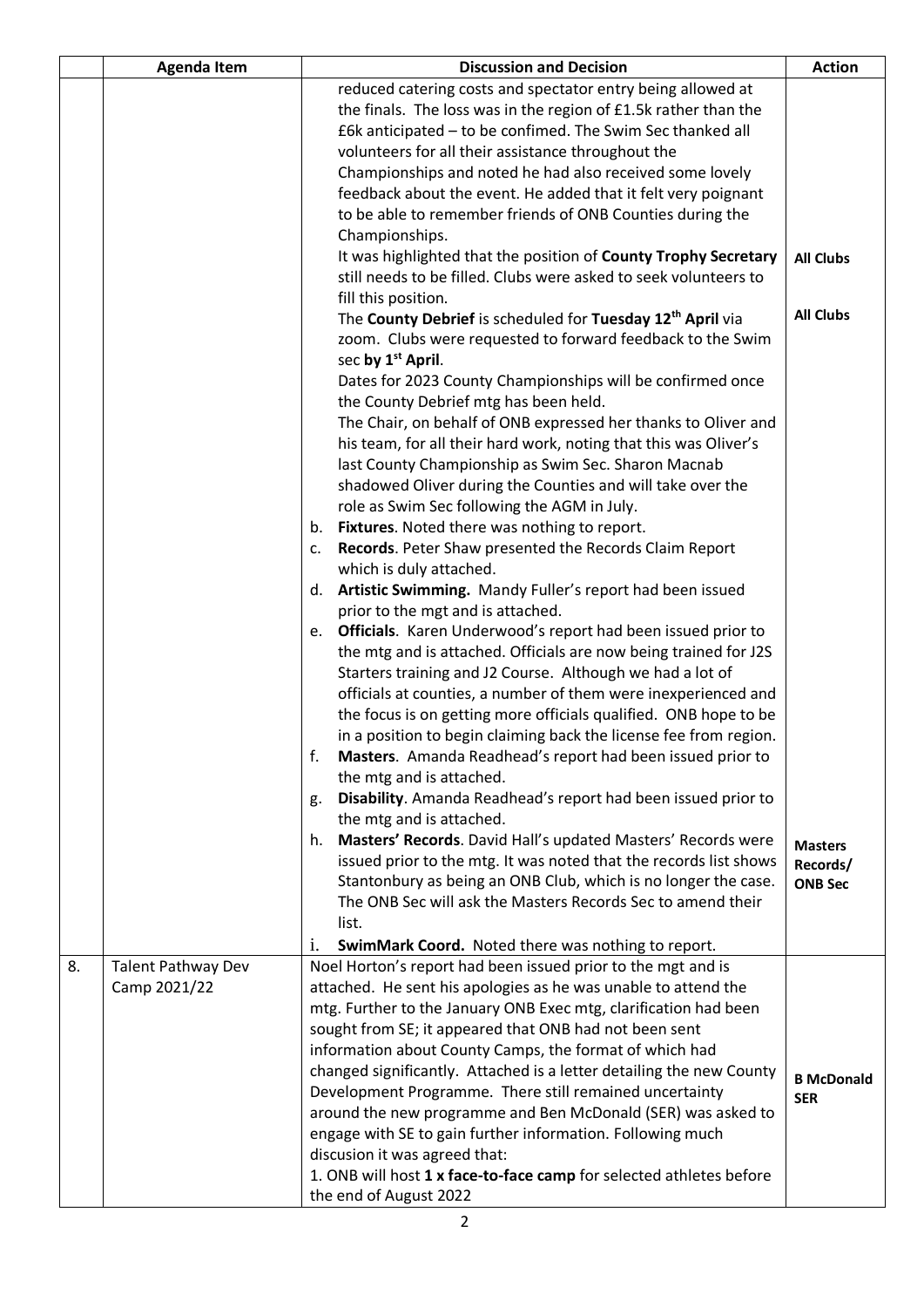| | Agenda Item | Discussion and Decision | Action |
|---|---|---|---|
| | | reduced catering costs and spectator entry being allowed at the finals. The loss was in the region of £1.5k rather than the £6k anticipated – to be confimed. The Swim Sec thanked all volunteers for all their assistance throughout the Championships and noted he had also received some lovely feedback about the event. He added that it felt very poignant to be able to remember friends of ONB Counties during the Championships. | |
| | | It was highlighted that the position of **County Trophy Secretary** still needs to be filled. Clubs were asked to seek volunteers to fill this position. | **All Clubs** |
| | | The **County Debrief** is scheduled for **Tuesday 12th April** via zoom. Clubs were requested to forward feedback to the Swim sec **by 1st April**. | **All Clubs** |
| | | Dates for 2023 County Championships will be confirmed once the County Debrief mtg has been held. | |
| | | The Chair, on behalf of ONB expressed her thanks to Oliver and his team, for all their hard work, noting that this was Oliver's last County Championship as Swim Sec. Sharon Macnab shadowed Oliver during the Counties and will take over the role as Swim Sec following the AGM in July. | |
| | | b. **Fixtures**. Noted there was nothing to report. | |
| | | c. **Records**. Peter Shaw presented the Records Claim Report which is duly attached. | |
| | | d. **Artistic Swimming.** Mandy Fuller's report had been issued prior to the mgt and is attached. | |
| | | e. **Officials**. Karen Underwood's report had been issued prior to the mtg and is attached. Officials are now being trained for J2S Starters training and J2 Course. Although we had a lot of officials at counties, a number of them were inexperienced and the focus is on getting more officials qualified. ONB hope to be in a position to begin claiming back the license fee from region. | |
| | | f. **Masters**. Amanda Readhead's report had been issued prior to the mtg and is attached. | |
| | | g. **Disability**. Amanda Readhead's report had been issued prior to the mtg and is attached. | |
| | | h. **Masters' Records**. David Hall's updated Masters' Records were issued prior to the mtg. It was noted that the records list shows Stantonbury as being an ONB Club, which is no longer the case. The ONB Sec will ask the Masters Records Sec to amend their list. | **Masters Records/ ONB Sec** |
| | | i. **SwimMark Coord.** Noted there was nothing to report. | |
| 8. | Talent Pathway Dev Camp 2021/22 | Noel Horton's report had been issued prior to the mgt and is attached. He sent his apologies as he was unable to attend the mtg. Further to the January ONB Exec mtg, clarification had been sought from SE; it appeared that ONB had not been sent information about County Camps, the format of which had changed significantly. Attached is a letter detailing the new County Development Programme. There still remained uncertainty around the new programme and Ben McDonald (SER) was asked to engage with SE to gain further information. Following much discusion it was agreed that: | **B McDonald SER** |
| | | 1. ONB will host **1 x face-to-face camp** for selected athletes before the end of August 2022 | |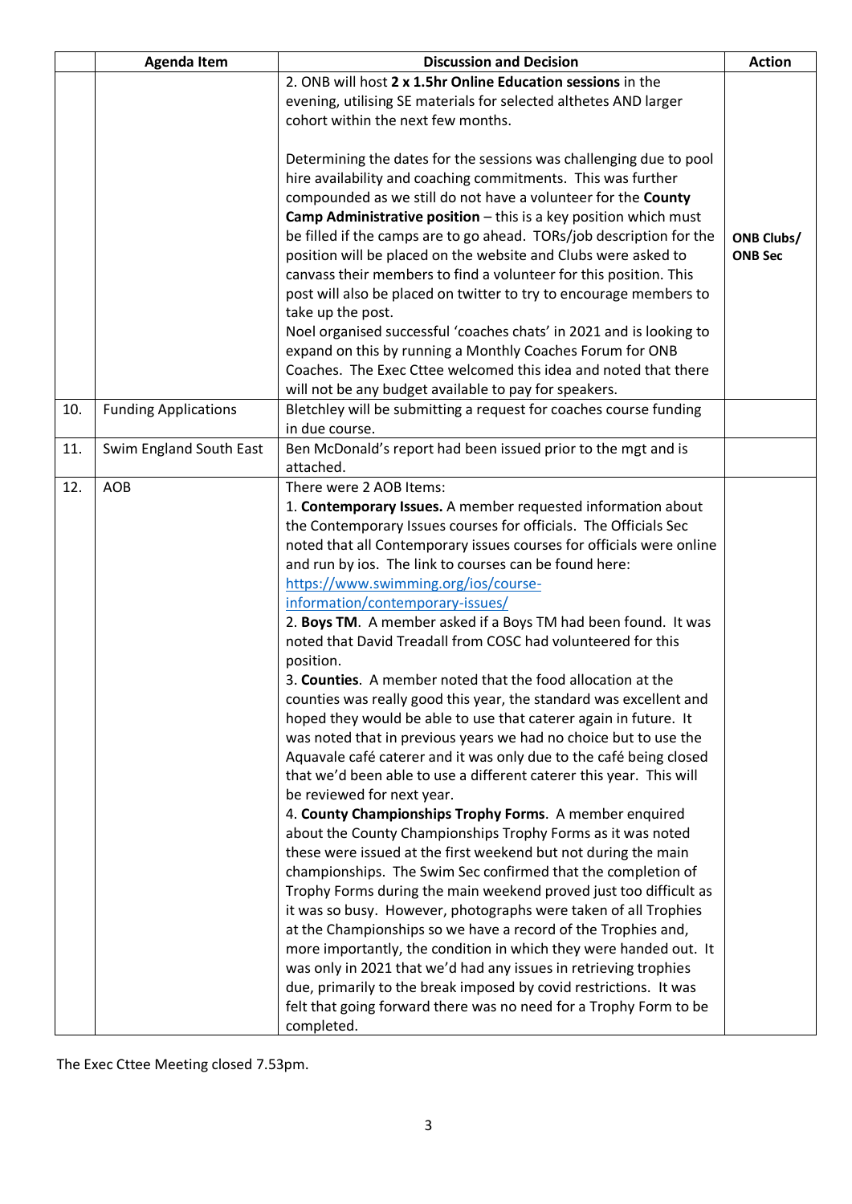|  | Agenda Item | Discussion and Decision | Action |
|---|---|---|---|
|  |  | 2. ONB will host **2 x 1.5hr Online Education sessions** in the evening, utilising SE materials for selected althetes AND larger cohort within the next few months.<br><br>Determining the dates for the sessions was challenging due to pool hire availability and coaching commitments. This was further compounded as we still do not have a volunteer for the **County Camp Administrative position** – this is a key position which must be filled if the camps are to go ahead. TORs/job description for the position will be placed on the website and Clubs were asked to canvass their members to find a volunteer for this position. This post will also be placed on twitter to try to encourage members to take up the post.<br>Noel organised successful 'coaches chats' in 2021 and is looking to expand on this by running a Monthly Coaches Forum for ONB Coaches. The Exec Cttee welcomed this idea and noted that there will not be any budget available to pay for speakers. | **ONB Clubs/ ONB Sec** |
| 10. | Funding Applications | Bletchley will be submitting a request for coaches course funding in due course. |  |
| 11. | Swim England South East | Ben McDonald's report had been issued prior to the mgt and is attached. |  |
| 12. | AOB | There were 2 AOB Items:<br>1. **Contemporary Issues.** A member requested information about the Contemporary Issues courses for officials. The Officials Sec noted that all Contemporary issues courses for officials were online and run by ios. The link to courses can be found here: [https://www.swimming.org/ios/course-information/contemporary-issues/](https://www.swimming.org/ios/course-information/contemporary-issues/)<br>2. **Boys TM**. A member asked if a Boys TM had been found. It was noted that David Treadall from COSC had volunteered for this position.<br>3. **Counties**. A member noted that the food allocation at the counties was really good this year, the standard was excellent and hoped they would be able to use that caterer again in future. It was noted that in previous years we had no choice but to use the Aquavale café caterer and it was only due to the café being closed that we'd been able to use a different caterer this year. This will be reviewed for next year.<br>4. **County Championships Trophy Forms**. A member enquired about the County Championships Trophy Forms as it was noted these were issued at the first weekend but not during the main championships. The Swim Sec confirmed that the completion of Trophy Forms during the main weekend proved just too difficult as it was so busy. However, photographs were taken of all Trophies at the Championships so we have a record of the Trophies and, more importantly, the condition in which they were handed out. It was only in 2021 that we'd had any issues in retrieving trophies due, primarily to the break imposed by covid restrictions. It was felt that going forward there was no need for a Trophy Form to be completed. |  |

The Exec Cttee Meeting closed 7.53pm.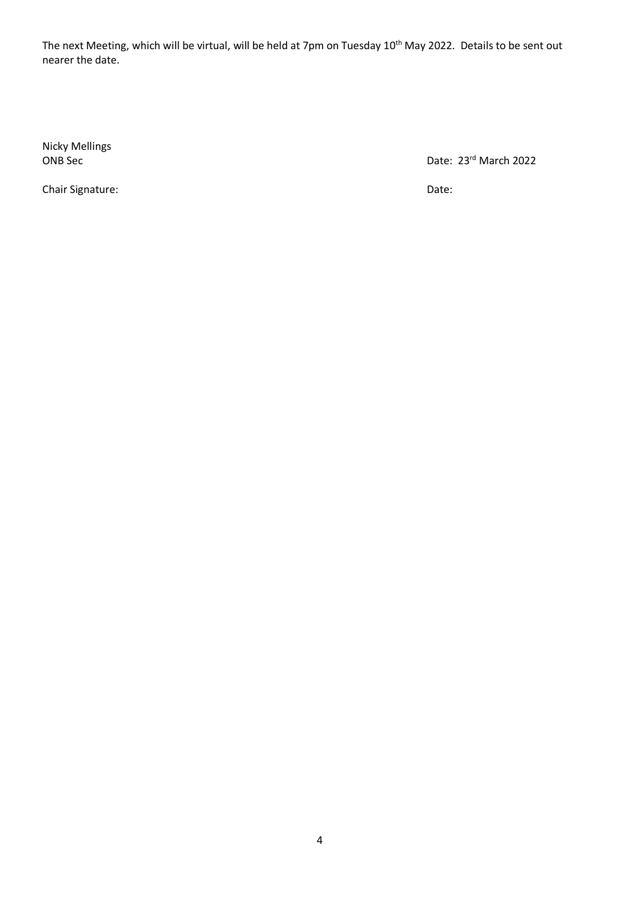The next Meeting, which will be virtual, will be held at 7pm on Tuesday 10th May 2022. Details to be sent out nearer the date.

Nicky Mellings
ONB Sec

Date: 23rd March 2022

Chair Signature:

Date: